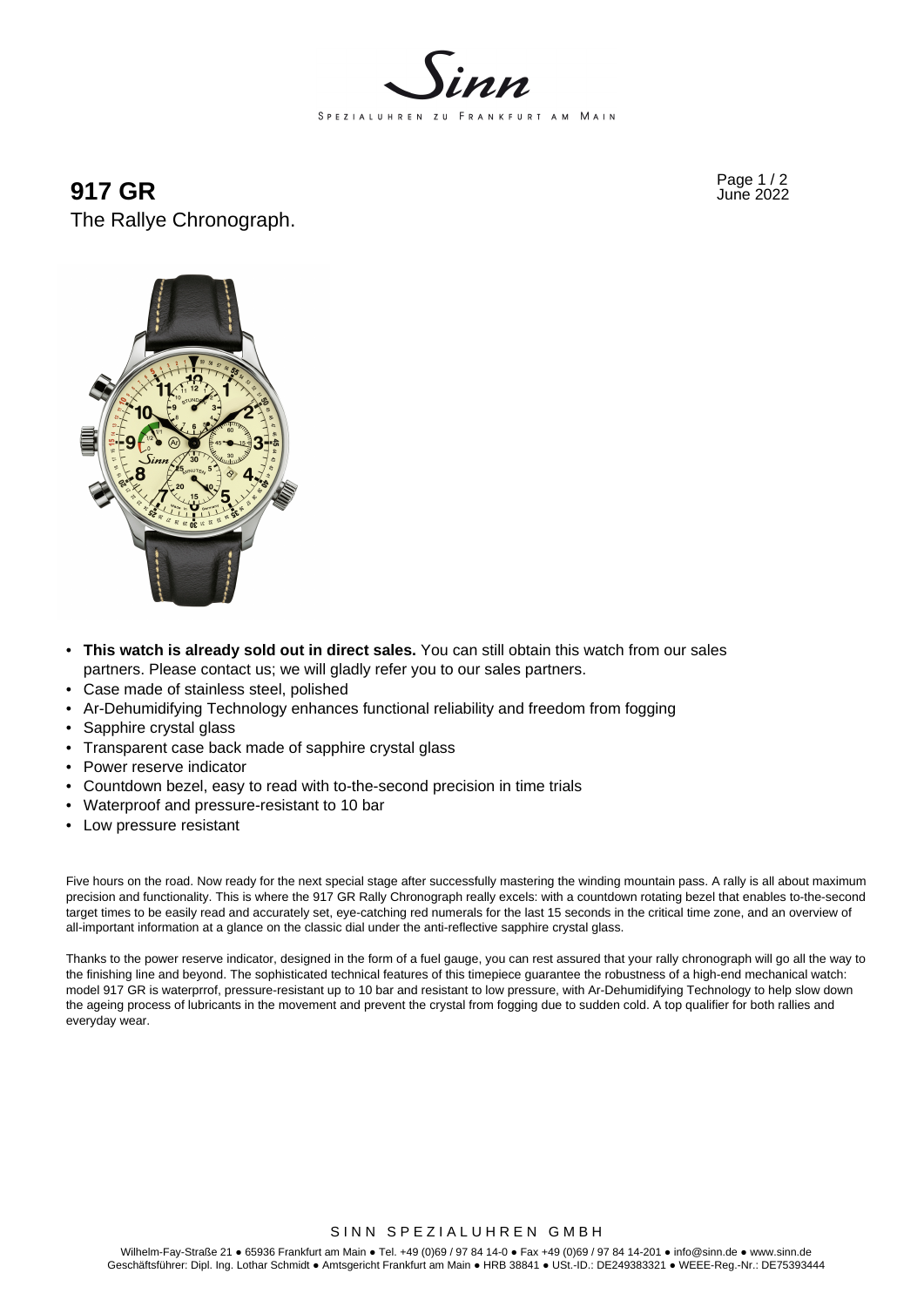# 917 GR

The Rallye Chronograph.

June 2022

- **This watch is already sold out in direct sales.** You can still obtain this watch from our sales partners. Please contact us; we will gladly refer you to our sales partners.
- Case made of stainless steel, polished
- Ar-Dehumidifying Technology enhances functional reliability and freedom from fogging
- Sapphire crystal glass
- Transparent case back made of sapphire crystal glass
- Power reserve indicator
- Countdown bezel, easy to read with to-the-second precision in time trials
- Waterproof and pressure-resistant to 10 bar
- Low pressure resistant

Five hours on the road. Now ready for the next special stage after successfully mastering the winding mountain pass. A rally is all about maximum precision and functionality. This is where the 917 GR Rally Chronograph really excels: with a countdown rotating bezel that enables to-the-second target times to be easily read and accurately set, eye-catching red numerals for the last 15 seconds in the critical time zone, and an overview of all-important information at a glance on the classic dial under the anti-reflective sapphire crystal glass.

Thanks to the power reserve indicator, designed in the form of a fuel gauge, you can rest assured that your rally chronograph will go all the way to the finishing line and beyond. The sophisticated technical features of this timepiece guarantee the robustness of a high-end mechanical watch: model 917 GR is waterprrof, pressure-resistant up to 10 bar and resistant to low pressure, with Ar-Dehumidifying Technology to help slow down the ageing process of lubricants in the movement and prevent the crystal from fogging due to sudden cold. A top qualifier for both rallies and everyday wear.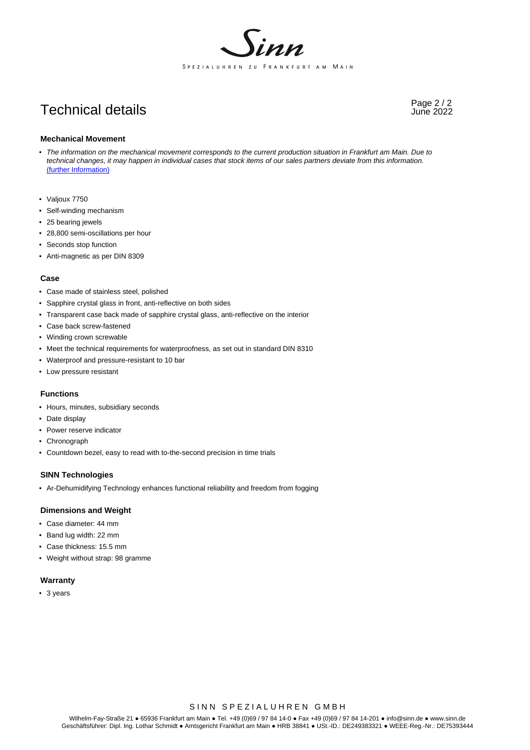# Technical details

June 2022

### Mechanical Movement

- *The information on the mechanical movement corresponds to the current production situation in Frankfurt am Main. Due to technical changes, it may happen in individual cases that stock items of our sales partners deviate from this information.* [(further Information)]

- Valjoux 7750
- Self-winding mechanism
- 25 bearing jewels
- 28,800 semi-oscillations per hour
- Seconds stop function
- Anti-magnetic as per DIN 8309

### Case

- Case made of stainless steel, polished
- Sapphire crystal glass in front, anti-reflective on both sides
- Transparent case back made of sapphire crystal glass, anti-reflective on the interior
- Case back screw-fastened
- Winding crown screwable
- Meet the technical requirements for waterproofness, as set out in standard DIN 8310
- Waterproof and pressure-resistant to 10 bar
- Low pressure resistant

### Functions

- Hours, minutes, subsidiary seconds
- Date display
- Power reserve indicator
- Chronograph
- Countdown bezel, easy to read with to-the-second precision in time trials

### SINN Technologies

- Ar-Dehumidifying Technology enhances functional reliability and freedom from fogging

### Dimensions and Weight

- Case diameter: 44 mm
- Band lug width: 22 mm
- Case thickness: 15.5 mm
- Weight without strap: 98 gramme

### Warranty

- 3 years

SINN SPEZIALUHREN GMBH

Wilhelm-Fay-Straße 21 ● 65936 Frankfurt am Main ● Tel. +49 (0)69 / 97 84 14-0 ● Fax +49 (0)69 / 97 84 14-201 ● info@sinn.de ● www.sinn.de
Geschäftsführer: Dipl. Ing. Lothar Schmidt ● Amtsgericht Frankfurt am Main ● HRB 38841 ● USt.-ID.: DE249383321 ● WEEE-Reg.-Nr.: DE75393444